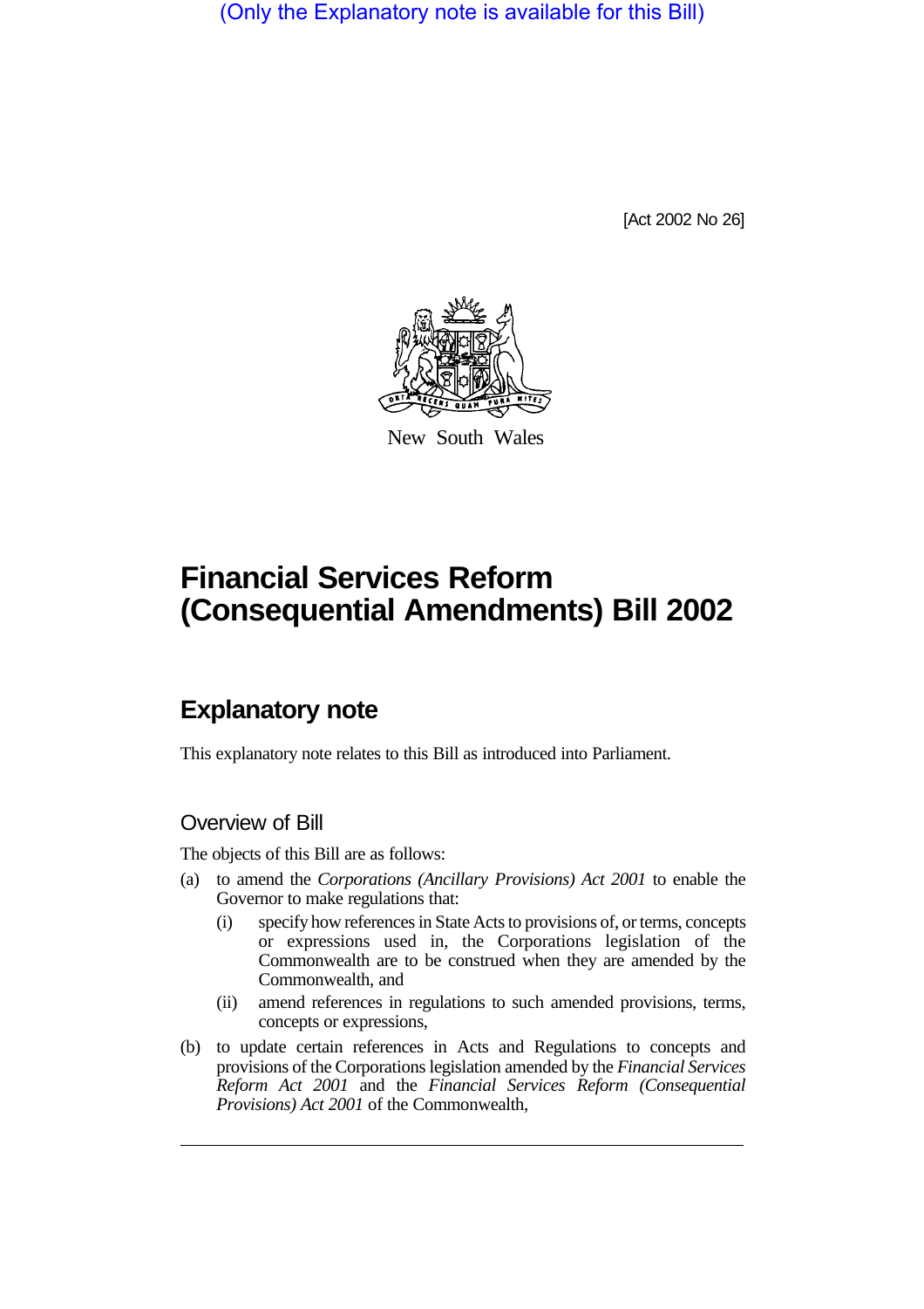(Only the Explanatory note is available for this Bill)

[Act 2002 No 26]

New South Wales

# Financial Services Reform (Consequential Amendments) Bill 2002

## Explanatory note

This explanatory note relates to this Bill as introduced into Parliament.

### Overview of Bill

The objects of this Bill are as follows:

(a) to amend the *Corporations (Ancillary Provisions) Act 2001* to enable the Governor to make regulations that:

  (i) specify how references in State Acts to provisions of, or terms, concepts or expressions used in, the Corporations legislation of the Commonwealth are to be construed when they are amended by the Commonwealth, and

  (ii) amend references in regulations to such amended provisions, terms, concepts or expressions,

(b) to update certain references in Acts and Regulations to concepts and provisions of the Corporations legislation amended by the *Financial Services Reform Act 2001* and the *Financial Services Reform (Consequential Provisions) Act 2001* of the Commonwealth,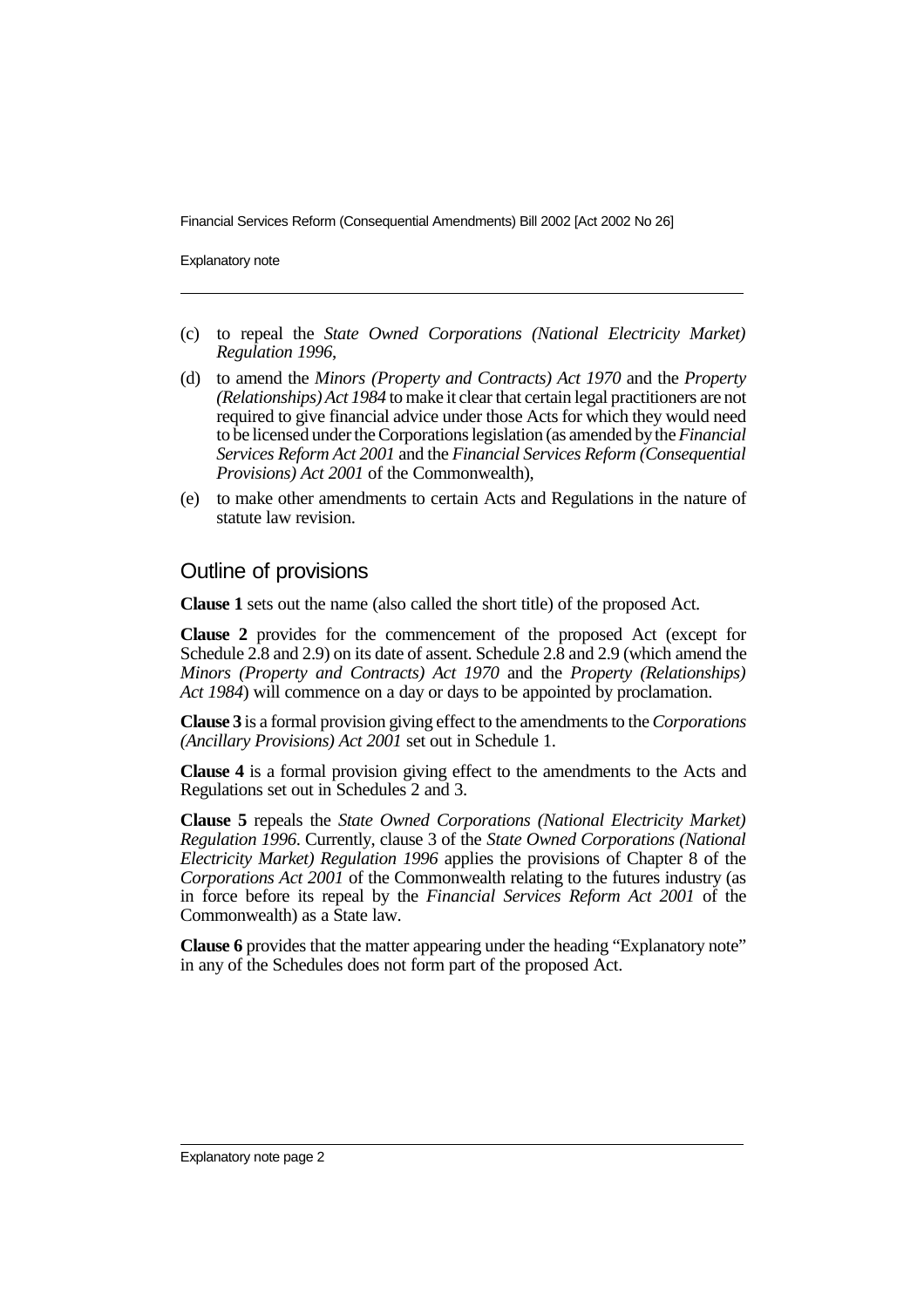(c) to repeal the *State Owned Corporations (National Electricity Market) Regulation 1996*,

(d) to amend the *Minors (Property and Contracts) Act 1970* and the *Property (Relationships) Act 1984* to make it clear that certain legal practitioners are not required to give financial advice under those Acts for which they would need to be licensed under the Corporations legislation (as amended by the *Financial Services Reform Act 2001* and the *Financial Services Reform (Consequential Provisions) Act 2001* of the Commonwealth),

(e) to make other amendments to certain Acts and Regulations in the nature of statute law revision.

## Outline of provisions

**Clause 1** sets out the name (also called the short title) of the proposed Act.

**Clause 2** provides for the commencement of the proposed Act (except for Schedule 2.8 and 2.9) on its date of assent. Schedule 2.8 and 2.9 (which amend the *Minors (Property and Contracts) Act 1970* and the *Property (Relationships) Act 1984*) will commence on a day or days to be appointed by proclamation.

**Clause 3** is a formal provision giving effect to the amendments to the *Corporations (Ancillary Provisions) Act 2001* set out in Schedule 1.

**Clause 4** is a formal provision giving effect to the amendments to the Acts and Regulations set out in Schedules 2 and 3.

**Clause 5** repeals the *State Owned Corporations (National Electricity Market) Regulation 1996*. Currently, clause 3 of the *State Owned Corporations (National Electricity Market) Regulation 1996* applies the provisions of Chapter 8 of the *Corporations Act 2001* of the Commonwealth relating to the futures industry (as in force before its repeal by the *Financial Services Reform Act 2001* of the Commonwealth) as a State law.

**Clause 6** provides that the matter appearing under the heading "Explanatory note" in any of the Schedules does not form part of the proposed Act.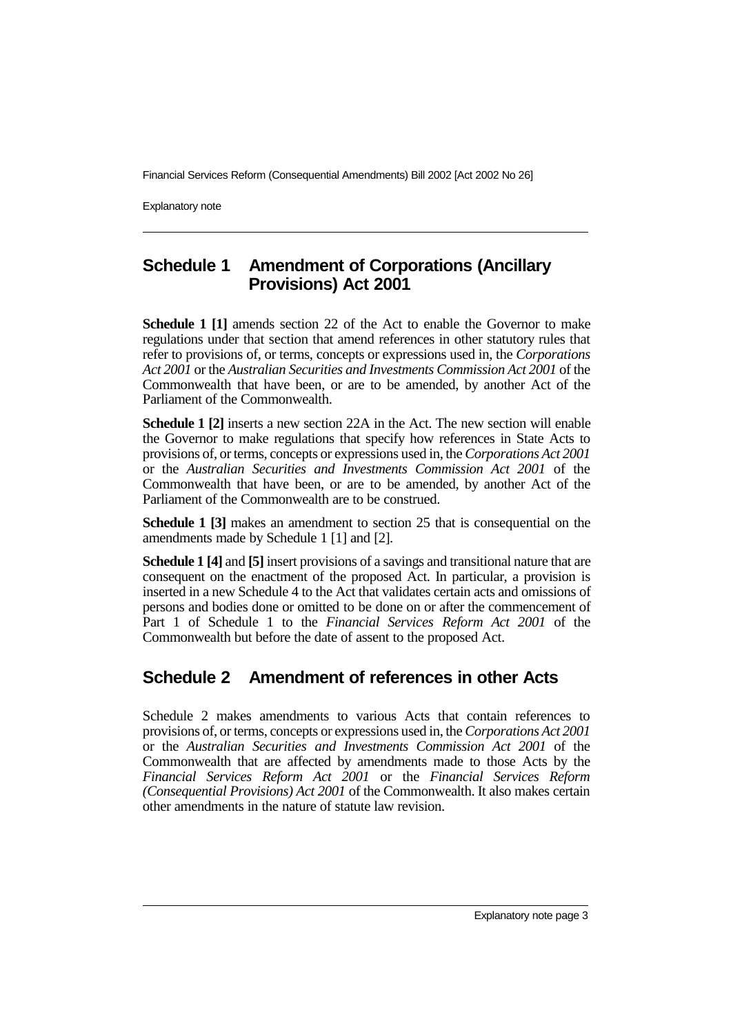## Schedule 1 Amendment of Corporations (Ancillary Provisions) Act 2001

**Schedule 1 [1]** amends section 22 of the Act to enable the Governor to make regulations under that section that amend references in other statutory rules that refer to provisions of, or terms, concepts or expressions used in, the *Corporations Act 2001* or the *Australian Securities and Investments Commission Act 2001* of the Commonwealth that have been, or are to be amended, by another Act of the Parliament of the Commonwealth.

**Schedule 1 [2]** inserts a new section 22A in the Act. The new section will enable the Governor to make regulations that specify how references in State Acts to provisions of, or terms, concepts or expressions used in, the *Corporations Act 2001* or the *Australian Securities and Investments Commission Act 2001* of the Commonwealth that have been, or are to be amended, by another Act of the Parliament of the Commonwealth are to be construed.

**Schedule 1 [3]** makes an amendment to section 25 that is consequential on the amendments made by Schedule 1 [1] and [2].

**Schedule 1 [4]** and **[5]** insert provisions of a savings and transitional nature that are consequent on the enactment of the proposed Act. In particular, a provision is inserted in a new Schedule 4 to the Act that validates certain acts and omissions of persons and bodies done or omitted to be done on or after the commencement of Part 1 of Schedule 1 to the *Financial Services Reform Act 2001* of the Commonwealth but before the date of assent to the proposed Act.

## Schedule 2 Amendment of references in other Acts

Schedule 2 makes amendments to various Acts that contain references to provisions of, or terms, concepts or expressions used in, the *Corporations Act 2001* or the *Australian Securities and Investments Commission Act 2001* of the Commonwealth that are affected by amendments made to those Acts by the *Financial Services Reform Act 2001* or the *Financial Services Reform (Consequential Provisions) Act 2001* of the Commonwealth. It also makes certain other amendments in the nature of statute law revision.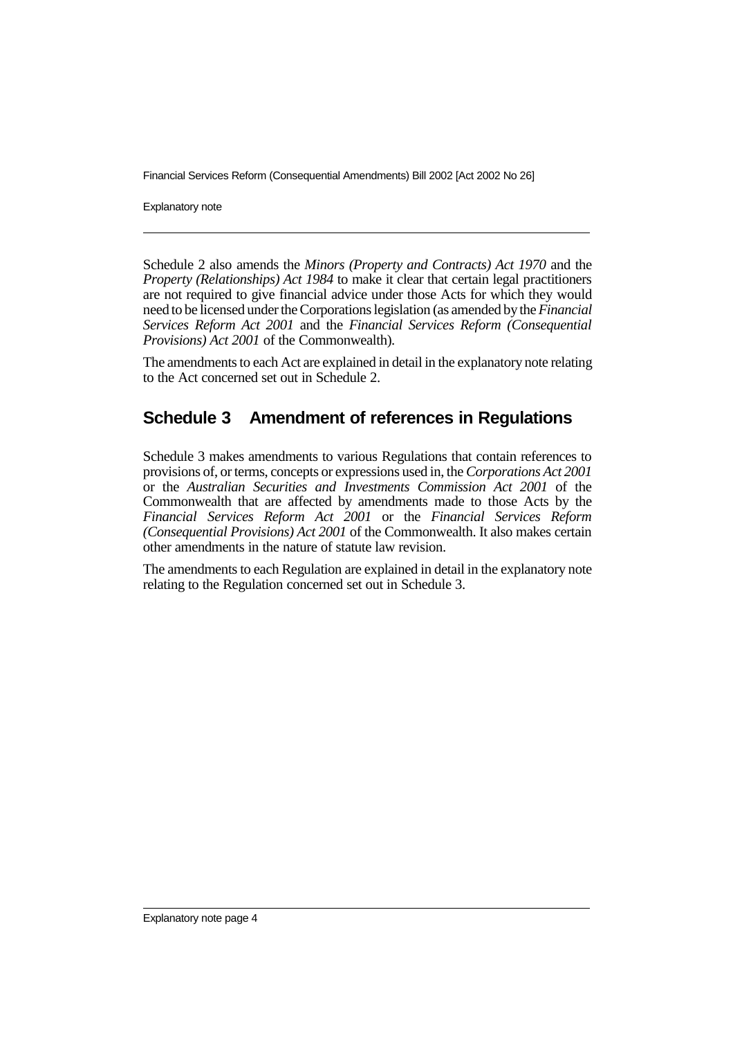Schedule 2 also amends the *Minors (Property and Contracts) Act 1970* and the *Property (Relationships) Act 1984* to make it clear that certain legal practitioners are not required to give financial advice under those Acts for which they would need to be licensed under the Corporations legislation (as amended by the *Financial Services Reform Act 2001* and the *Financial Services Reform (Consequential Provisions) Act 2001* of the Commonwealth).

The amendments to each Act are explained in detail in the explanatory note relating to the Act concerned set out in Schedule 2.

## Schedule 3 Amendment of references in Regulations

Schedule 3 makes amendments to various Regulations that contain references to provisions of, or terms, concepts or expressions used in, the *Corporations Act 2001* or the *Australian Securities and Investments Commission Act 2001* of the Commonwealth that are affected by amendments made to those Acts by the *Financial Services Reform Act 2001* or the *Financial Services Reform (Consequential Provisions) Act 2001* of the Commonwealth. It also makes certain other amendments in the nature of statute law revision.

The amendments to each Regulation are explained in detail in the explanatory note relating to the Regulation concerned set out in Schedule 3.